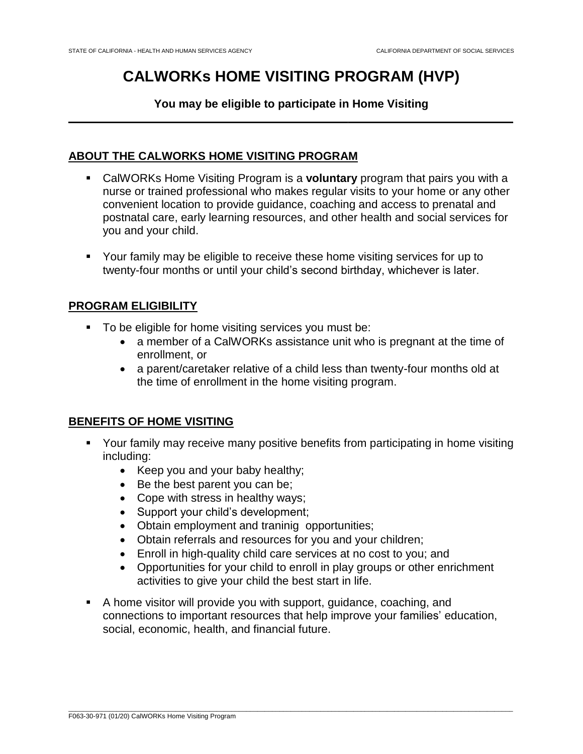# CALWORKs HOME VISITING PROGRAM (HVP)

**You may be eligible to participate in Home Visiting**

## ABOUT THE CALWORKS HOME VISITING PROGRAM

- CalWORKs Home Visiting Program is a **voluntary** program that pairs you with a nurse or trained professional who makes regular visits to your home or any other convenient location to provide guidance, coaching and access to prenatal and postnatal care, early learning resources, and other health and social services for you and your child.
- Your family may be eligible to receive these home visiting services for up to twenty-four months or until your child's second birthday, whichever is later.

## PROGRAM ELIGIBILITY

- To be eligible for home visiting services you must be:
  - a member of a CalWORKs assistance unit who is pregnant at the time of enrollment, or
  - a parent/caretaker relative of a child less than twenty-four months old at the time of enrollment in the home visiting program.

## BENEFITS OF HOME VISITING

- Your family may receive many positive benefits from participating in home visiting including:
  - Keep you and your baby healthy;
  - Be the best parent you can be;
  - Cope with stress in healthy ways;
  - Support your child's development;
  - Obtain employment and traninig opportunities;
  - Obtain referrals and resources for you and your children;
  - Enroll in high-quality child care services at no cost to you; and
  - Opportunities for your child to enroll in play groups or other enrichment activities to give your child the best start in life.
- A home visitor will provide you with support, guidance, coaching, and connections to important resources that help improve your families' education, social, economic, health, and financial future.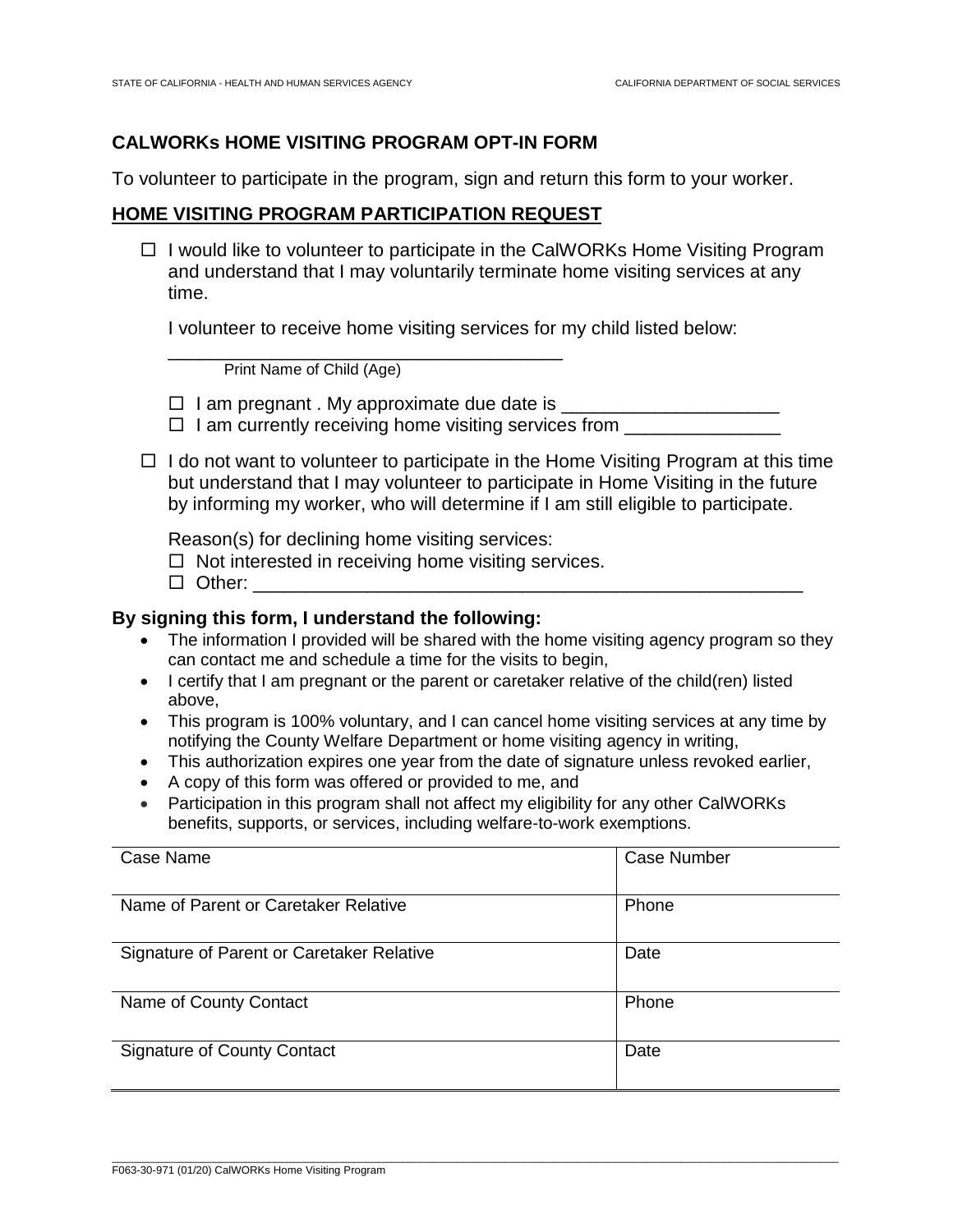## CALWORKs HOME VISITING PROGRAM OPT-IN FORM

To volunteer to participate in the program, sign and return this form to your worker.

### HOME VISITING PROGRAM PARTICIPATION REQUEST

☐ I would like to volunteer to participate in the CalWORKs Home Visiting Program and understand that I may voluntarily terminate home visiting services at any time.

I volunteer to receive home visiting services for my child listed below:

______________________________________
Print Name of Child (Age)

☐ I am pregnant . My approximate due date is _____________________

☐ I am currently receiving home visiting services from _______________

☐ I do not want to volunteer to participate in the Home Visiting Program at this time but understand that I may volunteer to participate in Home Visiting in the future by informing my worker, who will determine if I am still eligible to participate.

Reason(s) for declining home visiting services:

☐ Not interested in receiving home visiting services.

☐ Other: _______________________________________________________

**By signing this form, I understand the following:**

- The information I provided will be shared with the home visiting agency program so they can contact me and schedule a time for the visits to begin,
- I certify that I am pregnant or the parent or caretaker relative of the child(ren) listed above,
- This program is 100% voluntary, and I can cancel home visiting services at any time by notifying the County Welfare Department or home visiting agency in writing,
- This authorization expires one year from the date of signature unless revoked earlier,
- A copy of this form was offered or provided to me, and
- Participation in this program shall not affect my eligibility for any other CalWORKs benefits, supports, or services, including welfare-to-work exemptions.

| | |
|---|---|
| Case Name | Case Number |
| Name of Parent or Caretaker Relative | Phone |
| Signature of Parent or Caretaker Relative | Date |
| Name of County Contact | Phone |
| Signature of County Contact | Date |

F063-30-971 (01/20) CalWORKs Home Visiting Program